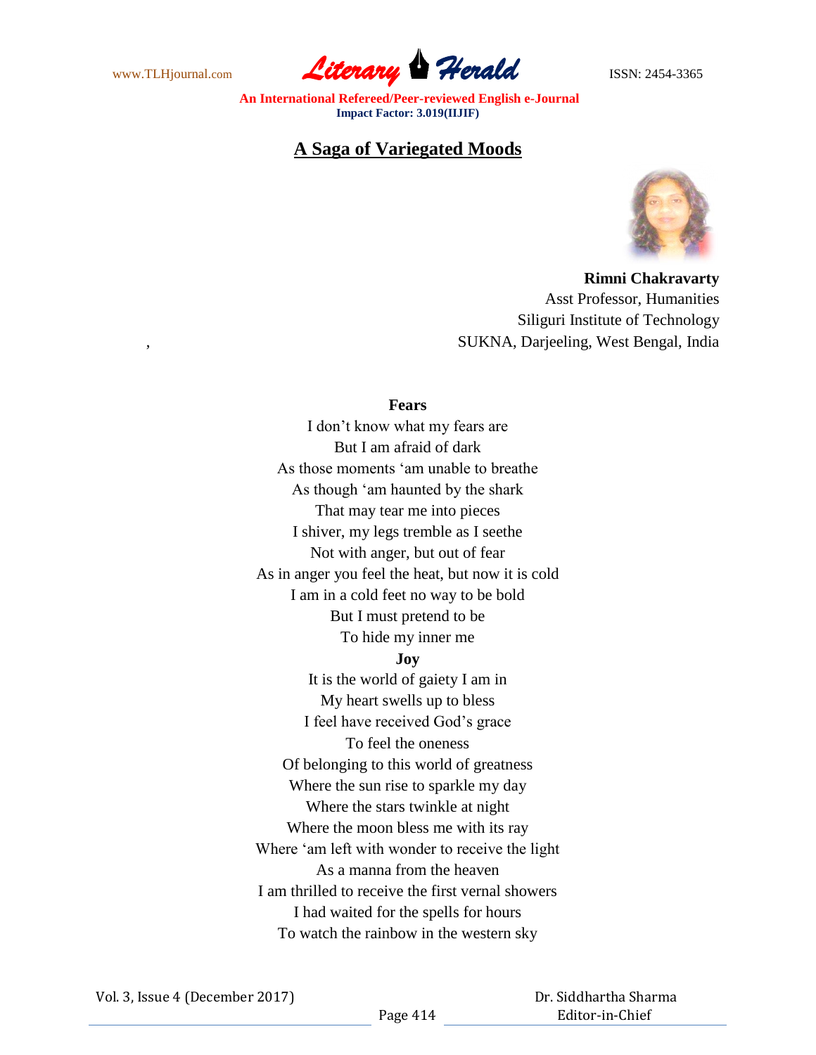# A Saga of Variegated Moods

**Rimni Chakravarty**
Asst Professor, Humanities
Siliguri Institute of Technology
SUKNA, Darjeeling, West Bengal, India

### Fears

I don't know what my fears are
But I am afraid of dark
As those moments 'am unable to breathe
As though 'am haunted by the shark
That may tear me into pieces
I shiver, my legs tremble as I seethe
Not with anger, but out of fear
As in anger you feel the heat, but now it is cold
I am in a cold feet no way to be bold
But I must pretend to be
To hide my inner me

### Joy

It is the world of gaiety I am in
My heart swells up to bless
I feel have received God's grace
To feel the oneness
Of belonging to this world of greatness
Where the sun rise to sparkle my day
Where the stars twinkle at night
Where the moon bless me with its ray
Where 'am left with wonder to receive the light
As a manna from the heaven
I am thrilled to receive the first vernal showers
I had waited for the spells for hours
To watch the rainbow in the western sky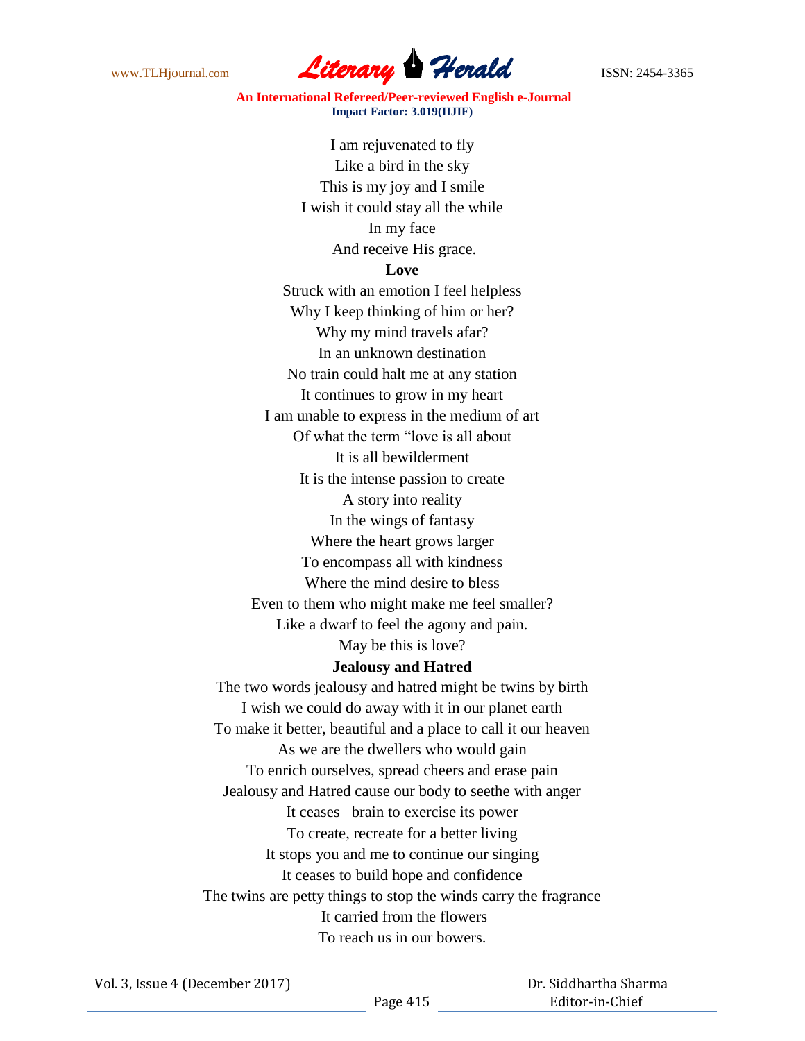I am rejuvenated to fly
Like a bird in the sky
This is my joy and I smile
I wish it could stay all the while
In my face
And receive His grace.

**Love**

Struck with an emotion I feel helpless
Why I keep thinking of him or her?
Why my mind travels afar?
In an unknown destination
No train could halt me at any station
It continues to grow in my heart
I am unable to express in the medium of art
Of what the term "love is all about
It is all bewilderment
It is the intense passion to create
A story into reality
In the wings of fantasy
Where the heart grows larger
To encompass all with kindness
Where the mind desire to bless
Even to them who might make me feel smaller?
Like a dwarf to feel the agony and pain.
May be this is love?

**Jealousy and Hatred**

The two words jealousy and hatred might be twins by birth
I wish we could do away with it in our planet earth
To make it better, beautiful and a place to call it our heaven
As we are the dwellers who would gain
To enrich ourselves, spread cheers and erase pain
Jealousy and Hatred cause our body to seethe with anger
It ceases brain to exercise its power
To create, recreate for a better living
It stops you and me to continue our singing
It ceases to build hope and confidence
The twins are petty things to stop the winds carry the fragrance
It carried from the flowers
To reach us in our bowers.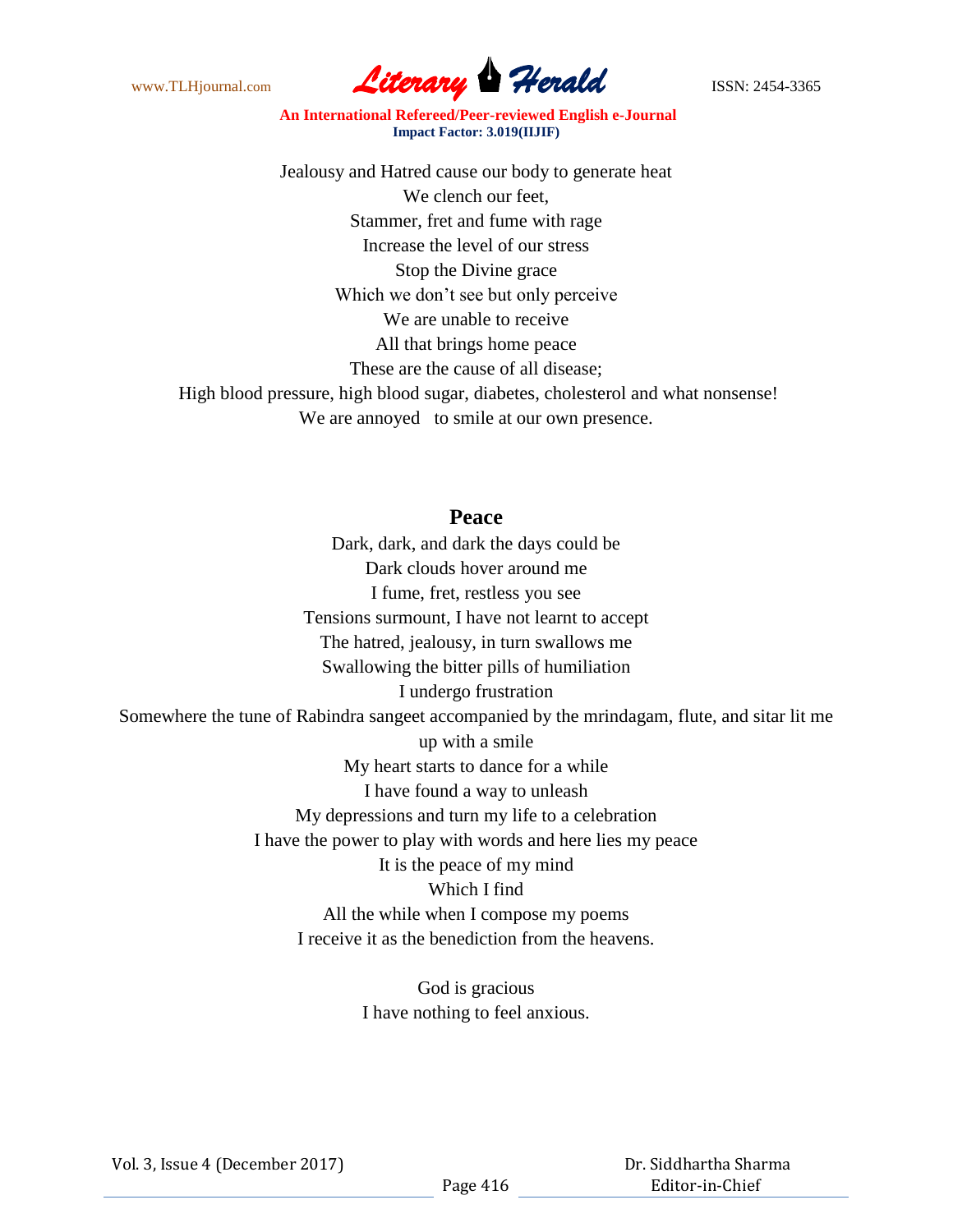Jealousy and Hatred cause our body to generate heat
We clench our feet,
Stammer, fret and fume with rage
Increase the level of our stress
Stop the Divine grace
Which we don't see but only perceive
We are unable to receive
All that brings home peace
These are the cause of all disease;
High blood pressure, high blood sugar, diabetes, cholesterol and what nonsense!
We are annoyed to smile at our own presence.

## Peace

Dark, dark, and dark the days could be
Dark clouds hover around me
I fume, fret, restless you see
Tensions surmount, I have not learnt to accept
The hatred, jealousy, in turn swallows me
Swallowing the bitter pills of humiliation
I undergo frustration
Somewhere the tune of Rabindra sangeet accompanied by the mrindagam, flute, and sitar lit me up with a smile
My heart starts to dance for a while
I have found a way to unleash
My depressions and turn my life to a celebration
I have the power to play with words and here lies my peace
It is the peace of my mind
Which I find
All the while when I compose my poems
I receive it as the benediction from the heavens.

God is gracious
I have nothing to feel anxious.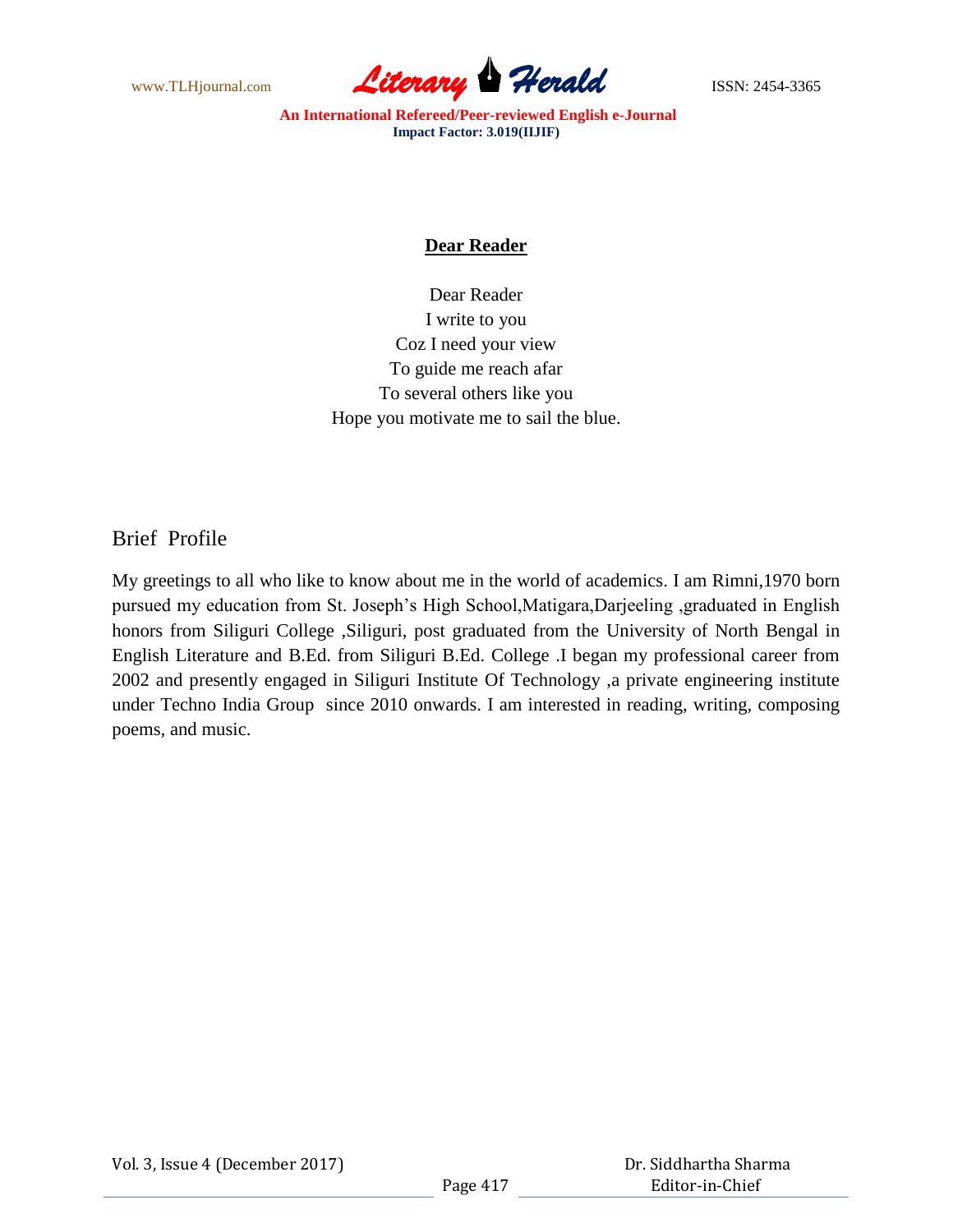## Dear Reader

Dear Reader  
I write to you  
Coz I need your view  
To guide me reach afar  
To several others like you  
Hope you motivate me to sail the blue.

## Brief Profile

My greetings to all who like to know about me in the world of academics. I am Rimni,1970 born pursued my education from St. Joseph's High School,Matigara,Darjeeling ,graduated in English honors from Siliguri College ,Siliguri, post graduated from the University of North Bengal in English Literature and B.Ed. from Siliguri B.Ed. College .I began my professional career from 2002 and presently engaged in Siliguri Institute Of Technology ,a private engineering institute under Techno India Group since 2010 onwards. I am interested in reading, writing, composing poems, and music.